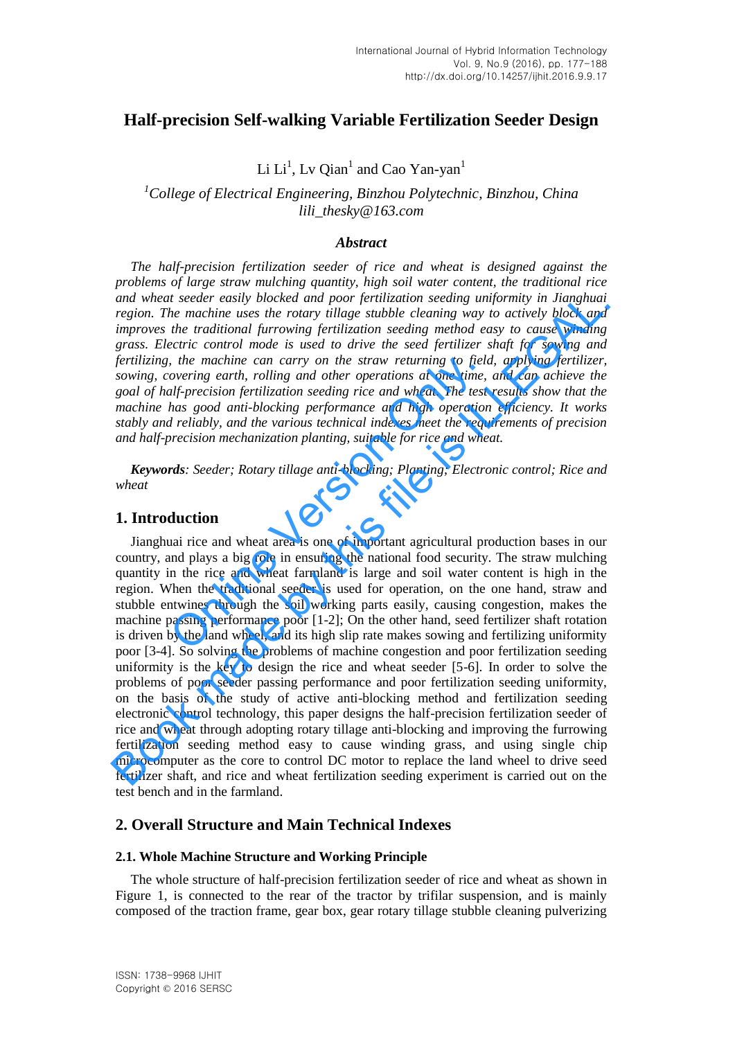# Half-precision Self-walking Variable Fertilization Seeder Design

Li Li[1], Lv Qian[1] and Cao Yan-yan[1]

[1]*College of Electrical Engineering, Binzhou Polytechnic, Binzhou, China*
*lili_thesky@163.com*

### *Abstract*

*The half-precision fertilization seeder of rice and wheat is designed against the problems of large straw mulching quantity, high soil water content, the traditional rice and wheat seeder easily blocked and poor fertilization seeding uniformity in Jianghuai region. The machine uses the rotary tillage stubble cleaning way to actively block and improves the traditional furrowing fertilization seeding method easy to cause winding grass. Electric control mode is used to drive the seed fertilizer shaft for sowing and fertilizing, the machine can carry on the straw returning to field, applying fertilizer, sowing, covering earth, rolling and other operations at one time, and can achieve the goal of half-precision fertilization seeding rice and wheat. The test results show that the machine has good anti-blocking performance and high operation efficiency. It works stably and reliably, and the various technical indexes meet the requirements of precision and half-precision mechanization planting, suitable for rice and wheat.*

***Keywords**: Seeder; Rotary tillage anti-blocking; Planting; Electronic control; Rice and wheat*

## 1. Introduction

Jianghuai rice and wheat area is one of important agricultural production bases in our country, and plays a big role in ensuring the national food security. The straw mulching quantity in the rice and wheat farmland is large and soil water content is high in the region. When the traditional seeder is used for operation, on the one hand, straw and stubble entwines through the soil working parts easily, causing congestion, makes the machine passing performance poor [1-2]; On the other hand, seed fertilizer shaft rotation is driven by the land wheel, and its high slip rate makes sowing and fertilizing uniformity poor [3-4]. So solving the problems of machine congestion and poor fertilization seeding uniformity is the key to design the rice and wheat seeder [5-6]. In order to solve the problems of poor seeder passing performance and poor fertilization seeding uniformity, on the basis of the study of active anti-blocking method and fertilization seeding electronic control technology, this paper designs the half-precision fertilization seeder of rice and wheat through adopting rotary tillage anti-blocking and improving the furrowing fertilization seeding method easy to cause winding grass, and using single chip microcomputer as the core to control DC motor to replace the land wheel to drive seed fertilizer shaft, and rice and wheat fertilization seeding experiment is carried out on the test bench and in the farmland.

## 2. Overall Structure and Main Technical Indexes

### 2.1. Whole Machine Structure and Working Principle

The whole structure of half-precision fertilization seeder of rice and wheat as shown in Figure 1, is connected to the rear of the tractor by trifilar suspension, and is mainly composed of the traction frame, gear box, gear rotary tillage stubble cleaning pulverizing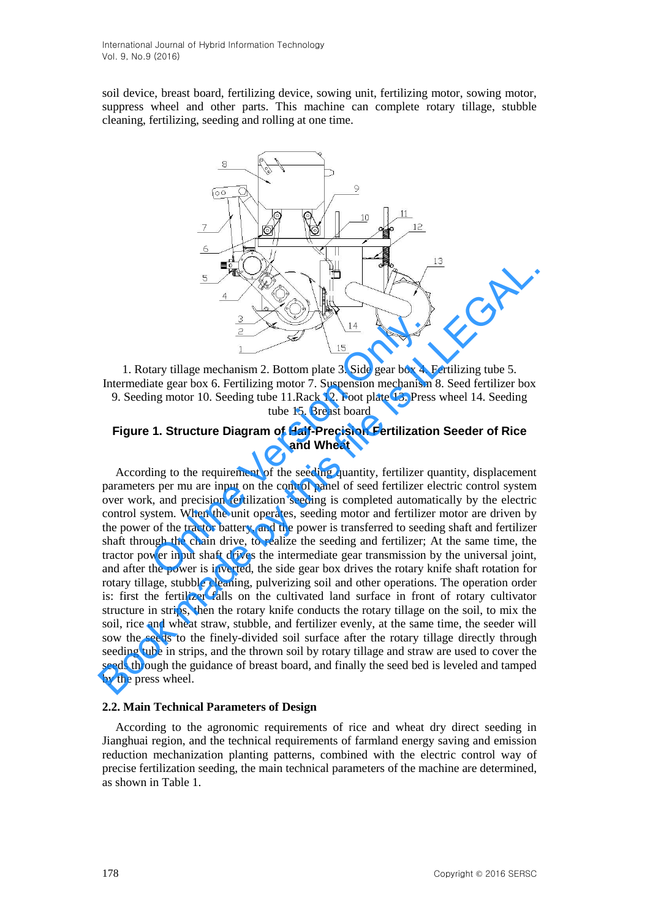soil device, breast board, fertilizing device, sowing unit, fertilizing motor, sowing motor, suppress wheel and other parts. This machine can complete rotary tillage, stubble cleaning, fertilizing, seeding and rolling at one time.

1. Rotary tillage mechanism 2. Bottom plate 3. Side gear box 4. Fertilizing tube 5. Intermediate gear box 6. Fertilizing motor 7. Suspension mechanism 8. Seed fertilizer box 9. Seeding motor 10. Seeding tube 11.Rack 12. Foot plate 13. Press wheel 14. Seeding tube 15. Breast board

**Figure 1. Structure Diagram of Half-Precision Fertilization Seeder of Rice and Wheat**

According to the requirement of the seeding quantity, fertilizer quantity, displacement parameters per mu are input on the control panel of seed fertilizer electric control system over work, and precision fertilization seeding is completed automatically by the electric control system. When the unit operates, seeding motor and fertilizer motor are driven by the power of the tractor battery, and the power is transferred to seeding shaft and fertilizer shaft through the chain drive, to realize the seeding and fertilizer; At the same time, the tractor power input shaft drives the intermediate gear transmission by the universal joint, and after the power is inverted, the side gear box drives the rotary knife shaft rotation for rotary tillage, stubble cleaning, pulverizing soil and other operations. The operation order is: first the fertilizer falls on the cultivated land surface in front of rotary cultivator structure in strips, then the rotary knife conducts the rotary tillage on the soil, to mix the soil, rice and wheat straw, stubble, and fertilizer evenly, at the same time, the seeder will sow the seeds to the finely-divided soil surface after the rotary tillage directly through seeding tube in strips, and the thrown soil by rotary tillage and straw are used to cover the seeds through the guidance of breast board, and finally the seed bed is leveled and tamped by the press wheel.

### 2.2. Main Technical Parameters of Design

According to the agronomic requirements of rice and wheat dry direct seeding in Jianghuai region, and the technical requirements of farmland energy saving and emission reduction mechanization planting patterns, combined with the electric control way of precise fertilization seeding, the main technical parameters of the machine are determined, as shown in Table 1.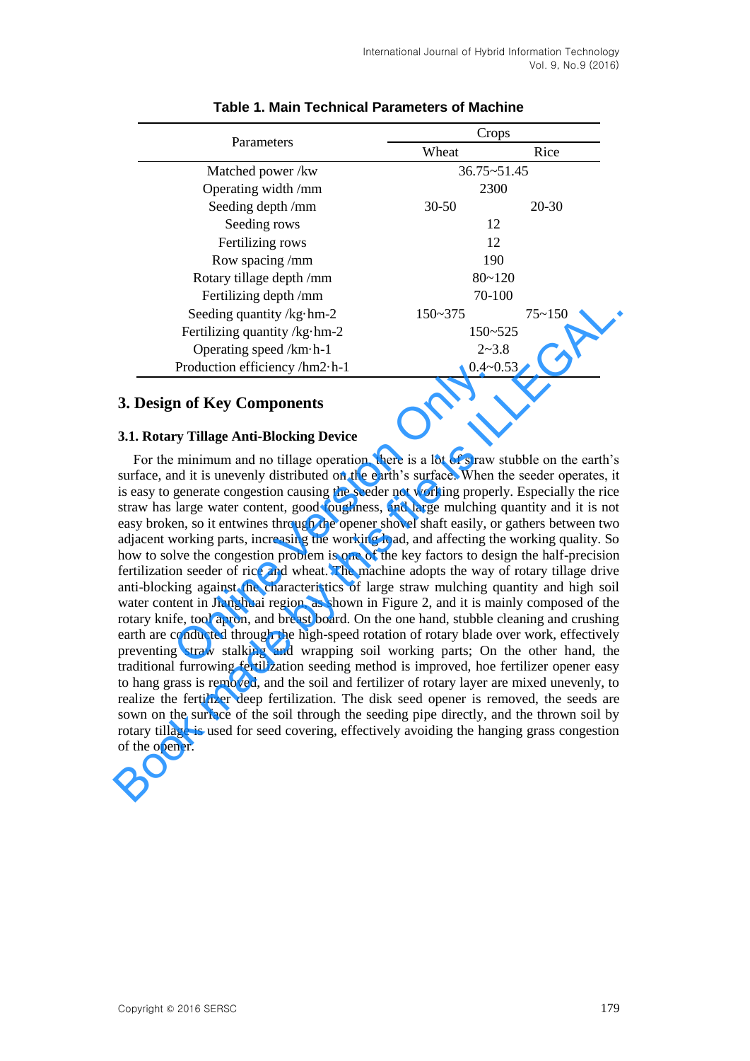**Table 1. Main Technical Parameters of Machine**

| Parameters | Crops | |
|---|---|---|
| | Wheat | Rice |
| Matched power /kw | 36.75~51.45 | |
| Operating width /mm | 2300 | |
| Seeding depth /mm | 30-50 | 20-30 |
| Seeding rows | 12 | |
| Fertilizing rows | 12 | |
| Row spacing /mm | 190 | |
| Rotary tillage depth /mm | 80~120 | |
| Fertilizing depth /mm | 70-100 | |
| Seeding quantity /kg·hm-2 | 150~375 | 75~150 |
| Fertilizing quantity /kg·hm-2 | 150~525 | |
| Operating speed /km·h-1 | 2~3.8 | |
| Production efficiency /hm2·h-1 | 0.4~0.53 | |

## 3. Design of Key Components

### 3.1. Rotary Tillage Anti-Blocking Device

For the minimum and no tillage operation, there is a lot of straw stubble on the earth's surface, and it is unevenly distributed on the earth's surface. When the seeder operates, it is easy to generate congestion causing the seeder not working properly. Especially the rice straw has large water content, good toughness, and large mulching quantity and it is not easy broken, so it entwines through the opener shovel shaft easily, or gathers between two adjacent working parts, increasing the working load, and affecting the working quality. So how to solve the congestion problem is one of the key factors to design the half-precision fertilization seeder of rice and wheat. The machine adopts the way of rotary tillage drive anti-blocking against the characteristics of large straw mulching quantity and high soil water content in Jianghuai region, as shown in Figure 2, and it is mainly composed of the rotary knife, tool apron, and breast board. On the one hand, stubble cleaning and crushing earth are conducted through the high-speed rotation of rotary blade over work, effectively preventing straw stalking and wrapping soil working parts; On the other hand, the traditional furrowing fertilization seeding method is improved, hoe fertilizer opener easy to hang grass is removed, and the soil and fertilizer of rotary layer are mixed unevenly, to realize the fertilizer deep fertilization. The disk seed opener is removed, the seeds are sown on the surface of the soil through the seeding pipe directly, and the thrown soil by rotary tillage is used for seed covering, effectively avoiding the hanging grass congestion of the opener.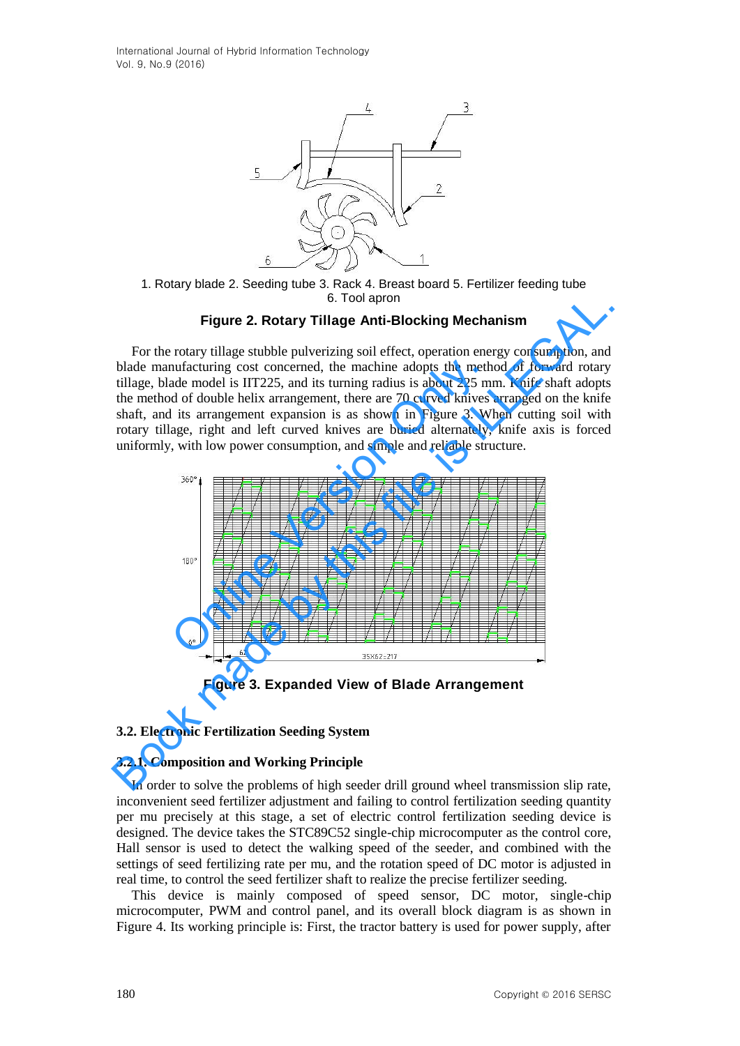1. Rotary blade 2. Seeding tube 3. Rack 4. Breast board 5. Fertilizer feeding tube 6. Tool apron

**Figure 2. Rotary Tillage Anti-Blocking Mechanism**

For the rotary tillage stubble pulverizing soil effect, operation energy consumption, and blade manufacturing cost concerned, the machine adopts the method of forward rotary tillage, blade model is IIT225, and its turning radius is about 225 mm. Knife shaft adopts the method of double helix arrangement, there are 70 curved knives arranged on the knife shaft, and its arrangement expansion is as shown in Figure 3. When cutting soil with rotary tillage, right and left curved knives are buried alternately, knife axis is forced uniformly, with low power consumption, and simple and reliable structure.

**Figure 3. Expanded View of Blade Arrangement**

### 3.2. Electronic Fertilization Seeding System

#### 3.2.1. Composition and Working Principle

In order to solve the problems of high seeder drill ground wheel transmission slip rate, inconvenient seed fertilizer adjustment and failing to control fertilization seeding quantity per mu precisely at this stage, a set of electric control fertilization seeding device is designed. The device takes the STC89C52 single-chip microcomputer as the control core, Hall sensor is used to detect the walking speed of the seeder, and combined with the settings of seed fertilizing rate per mu, and the rotation speed of DC motor is adjusted in real time, to control the seed fertilizer shaft to realize the precise fertilizer seeding.

This device is mainly composed of speed sensor, DC motor, single-chip microcomputer, PWM and control panel, and its overall block diagram is as shown in Figure 4. Its working principle is: First, the tractor battery is used for power supply, after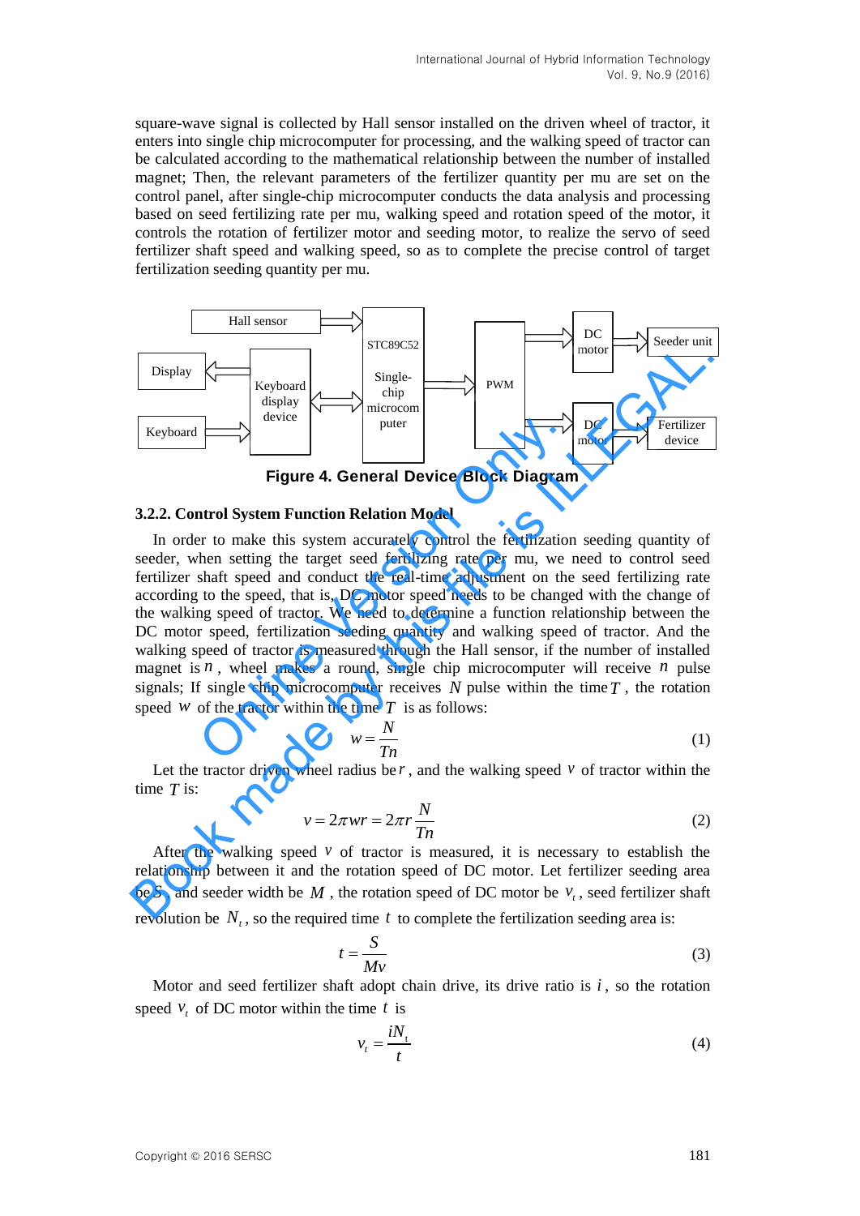square-wave signal is collected by Hall sensor installed on the driven wheel of tractor, it enters into single chip microcomputer for processing, and the walking speed of tractor can be calculated according to the mathematical relationship between the number of installed magnet; Then, the relevant parameters of the fertilizer quantity per mu are set on the control panel, after single-chip microcomputer conducts the data analysis and processing based on seed fertilizing rate per mu, walking speed and rotation speed of the motor, it controls the rotation of fertilizer motor and seeding motor, to realize the servo of seed fertilizer shaft speed and walking speed, so as to complete the precise control of target fertilization seeding quantity per mu.

**Figure 4. General Device Block Diagram**

### 3.2.2. Control System Function Relation Model

In order to make this system accurately control the fertilization seeding quantity of seeder, when setting the target seed fertilizing rate per mu, we need to control seed fertilizer shaft speed and conduct the real-time adjustment on the seed fertilizing rate according to the speed, that is, DC motor speed needs to be changed with the change of the walking speed of tractor. We need to determine a function relationship between the DC motor speed, fertilization seeding quantity and walking speed of tractor. And the walking speed of tractor is measured through the Hall sensor, if the number of installed magnet is $n$, wheel makes a round, single chip microcomputer will receive $n$ pulse signals; If single chip microcomputer receives $N$ pulse within the time $T$, the rotation speed $w$ of the tractor within the time $T$ is as follows:

$$w = \frac{N}{Tn} \tag{1}$$

Let the tractor driven wheel radius be $r$, and the walking speed $v$ of tractor within the time $T$ is:

$$v = 2\pi wr = 2\pi r\frac{N}{Tn} \tag{2}$$

After the walking speed $v$ of tractor is measured, it is necessary to establish the relationship between it and the rotation speed of DC motor. Let fertilizer seeding area be $S$, and seeder width be $M$, the rotation speed of DC motor be $v_t$, seed fertilizer shaft revolution be $N_t$, so the required time $t$ to complete the fertilization seeding area is:

$$t = \frac{S}{Mv} \tag{3}$$

Motor and seed fertilizer shaft adopt chain drive, its drive ratio is $i$, so the rotation speed $v_t$ of DC motor within the time $t$ is

$$v_t = \frac{iN_t}{t} \tag{4}$$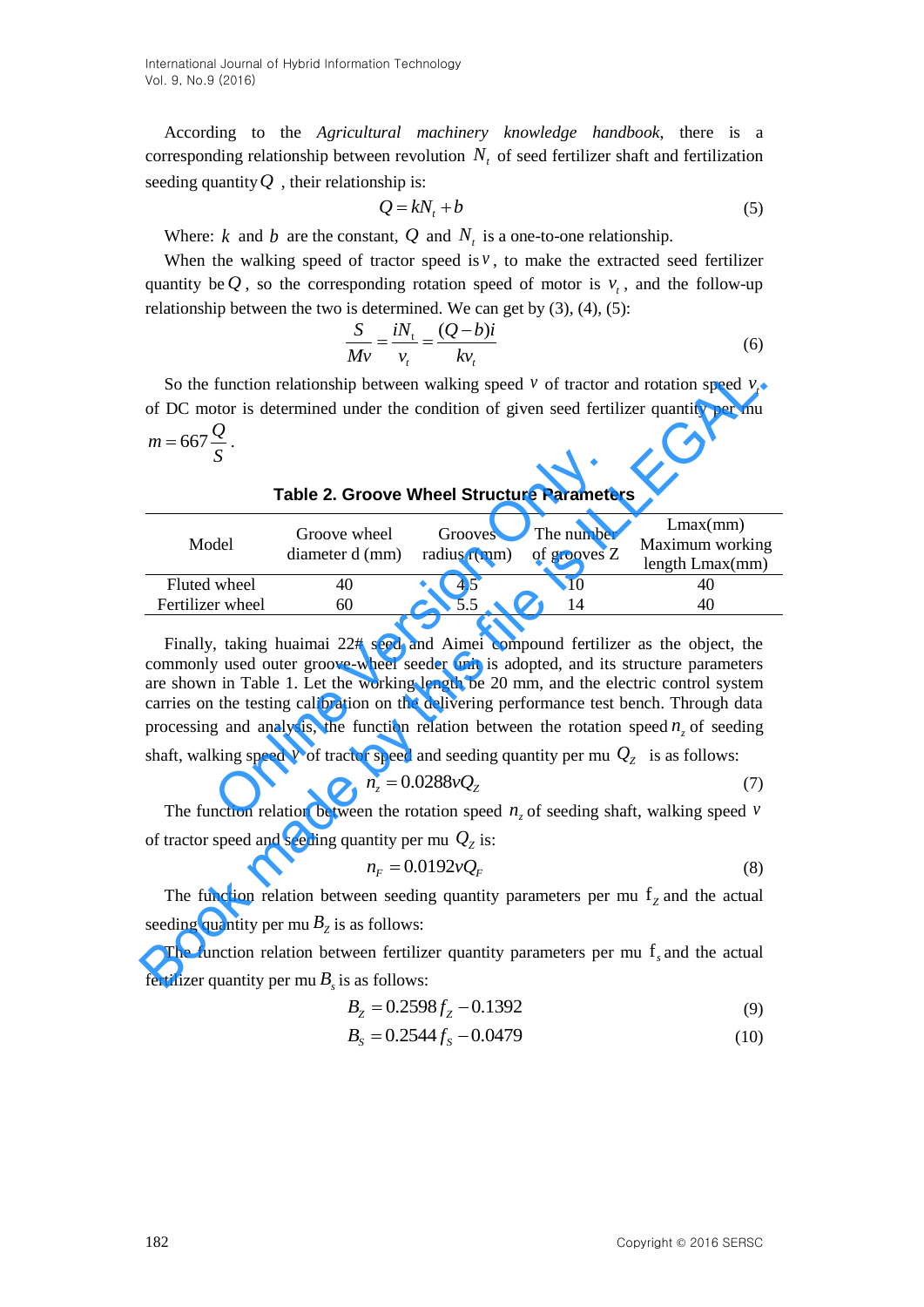According to the *Agricultural machinery knowledge handbook*, there is a corresponding relationship between revolution $N_t$ of seed fertilizer shaft and fertilization seeding quantity $Q$ , their relationship is:

$$Q = kN_t + b \tag{5}$$

Where: $k$ and $b$ are the constant, $Q$ and $N_t$ is a one-to-one relationship.

When the walking speed of tractor speed is $v$, to make the extracted seed fertilizer quantity be $Q$, so the corresponding rotation speed of motor is $v_t$, and the follow-up relationship between the two is determined. We can get by (3), (4), (5):

$$\frac{S}{Mv} = \frac{iN_t}{v_t} = \frac{(Q-b)i}{kv_t} \tag{6}$$

So the function relationship between walking speed $v$ of tractor and rotation speed $v_t$ of DC motor is determined under the condition of given seed fertilizer quantity per mu $m = 667\frac{Q}{S}$.

**Table 2. Groove Wheel Structure Parameters**

| Model | Groove wheel diameter d (mm) | Grooves radius r(mm) | The number of grooves Z | Lmax(mm) Maximum working length Lmax(mm) |
|---|---|---|---|---|
| Fluted wheel | 40 | 4.5 | 10 | 40 |
| Fertilizer wheel | 60 | 5.5 | 14 | 40 |

Finally, taking huaimai 22# seed and Aimei compound fertilizer as the object, the commonly used outer groove-wheel seeder unit is adopted, and its structure parameters are shown in Table 1. Let the working length be 20 mm, and the electric control system carries on the testing calibration on the delivering performance test bench. Through data processing and analysis, the function relation between the rotation speed $n_z$ of seeding shaft, walking speed $v$ of tractor speed and seeding quantity per mu $Q_Z$ is as follows:

$$n_z = 0.0288vQ_Z \tag{7}$$

The function relation between the rotation speed $n_z$ of seeding shaft, walking speed $v$ of tractor speed and seeding quantity per mu $Q_Z$ is:

$$n_F = 0.0192vQ_F \tag{8}$$

The function relation between seeding quantity parameters per mu $f_Z$ and the actual seeding quantity per mu $B_Z$ is as follows:

The function relation between fertilizer quantity parameters per mu $f_s$ and the actual fertilizer quantity per mu $B_s$ is as follows:

$$B_Z = 0.2598f_Z - 0.1392 \tag{9}$$

$$B_S = 0.2544f_S - 0.0479 \tag{10}$$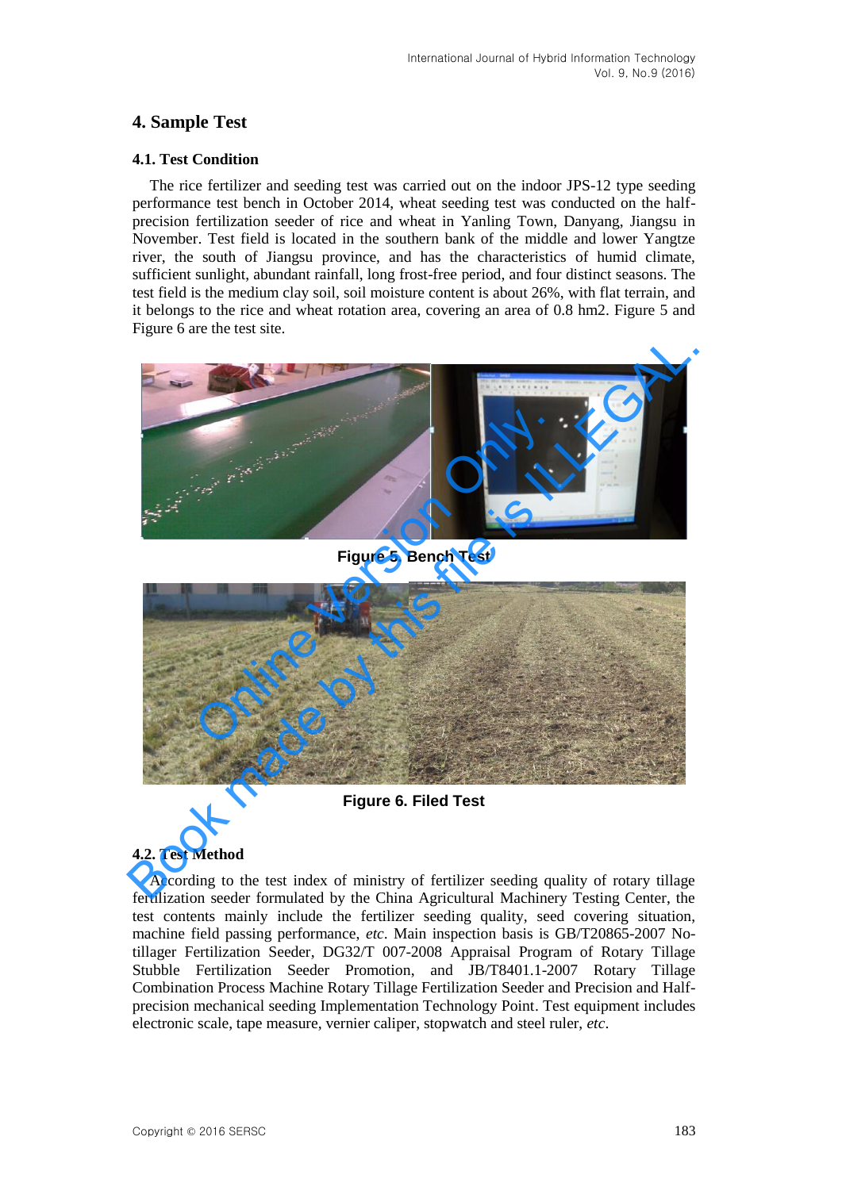## 4. Sample Test

### 4.1. Test Condition

The rice fertilizer and seeding test was carried out on the indoor JPS-12 type seeding performance test bench in October 2014, wheat seeding test was conducted on the half-precision fertilization seeder of rice and wheat in Yanling Town, Danyang, Jiangsu in November. Test field is located in the southern bank of the middle and lower Yangtze river, the south of Jiangsu province, and has the characteristics of humid climate, sufficient sunlight, abundant rainfall, long frost-free period, and four distinct seasons. The test field is the medium clay soil, soil moisture content is about 26%, with flat terrain, and it belongs to the rice and wheat rotation area, covering an area of 0.8 hm2. Figure 5 and Figure 6 are the test site.

**Figure 5. Bench Test**

**Figure 6. Filed Test**

### 4.2. Test Method

According to the test index of ministry of fertilizer seeding quality of rotary tillage fertilization seeder formulated by the China Agricultural Machinery Testing Center, the test contents mainly include the fertilizer seeding quality, seed covering situation, machine field passing performance, *etc*. Main inspection basis is GB/T20865-2007 No-tillager Fertilization Seeder, DG32/T 007-2008 Appraisal Program of Rotary Tillage Stubble Fertilization Seeder Promotion, and JB/T8401.1-2007 Rotary Tillage Combination Process Machine Rotary Tillage Fertilization Seeder and Precision and Half-precision mechanical seeding Implementation Technology Point. Test equipment includes electronic scale, tape measure, vernier caliper, stopwatch and steel ruler, *etc*.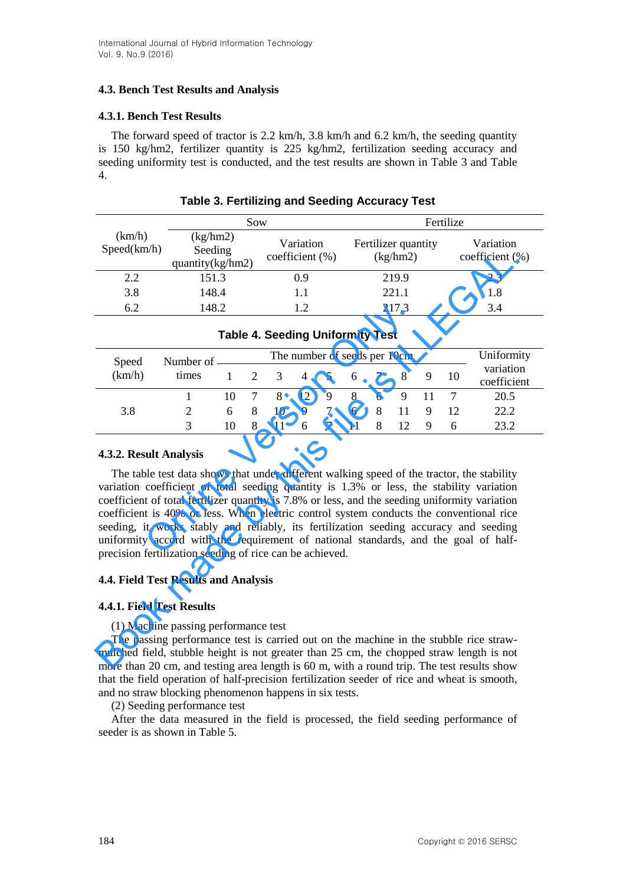### 4.3. Bench Test Results and Analysis

#### 4.3.1. Bench Test Results

The forward speed of tractor is 2.2 km/h, 3.8 km/h and 6.2 km/h, the seeding quantity is 150 kg/hm2, fertilizer quantity is 225 kg/hm2, fertilization seeding accuracy and seeding uniformity test is conducted, and the test results are shown in Table 3 and Table 4.

**Table 3. Fertilizing and Seeding Accuracy Test**

| (km/h) Speed(km/h) | Sow | | Fertilize | |
|---|---|---|---|---|
| | (kg/hm2) Seeding quantity(kg/hm2) | Variation coefficient (%) | Fertilizer quantity (kg/hm2) | Variation coefficient (%) |
| 2.2 | 151.3 | 0.9 | 219.9 | 2.3 |
| 3.8 | 148.4 | 1.1 | 221.1 | 1.8 |
| 6.2 | 148.2 | 1.2 | 217.3 | 3.4 |

**Table 4. Seeding Uniformity Test**

| Speed (km/h) | Number of times | The number of seeds per 10cm | | | | | | | | | | Uniformity variation coefficient |
|---|---|---|---|---|---|---|---|---|---|---|---|---|
| | | 1 | 2 | 3 | 4 | 5 | 6 | 7 | 8 | 9 | 10 | |
| 3.8 | 1 | 10 | 7 | 8 | 12 | 9 | 8 | 6 | 9 | 11 | 7 | 20.5 |
| | 2 | 6 | 8 | 10 | 9 | 7 | 6 | 8 | 11 | 9 | 12 | 22.2 |
| | 3 | 10 | 8 | 11 | 6 | 7 | 11 | 8 | 12 | 9 | 6 | 23.2 |

#### 4.3.2. Result Analysis

The table test data shows that under different walking speed of the tractor, the stability variation coefficient of total seeding quantity is 1.3% or less, the stability variation coefficient of total fertilizer quantity is 7.8% or less, and the seeding uniformity variation coefficient is 40% or less. When electric control system conducts the conventional rice seeding, it works stably and reliably, its fertilization seeding accuracy and seeding uniformity accord with the requirement of national standards, and the goal of half-precision fertilization seeding of rice can be achieved.

### 4.4. Field Test Results and Analysis

#### 4.4.1. Field Test Results

(1) Machine passing performance test

The passing performance test is carried out on the machine in the stubble rice straw-mulched field, stubble height is not greater than 25 cm, the chopped straw length is not more than 20 cm, and testing area length is 60 m, with a round trip. The test results show that the field operation of half-precision fertilization seeder of rice and wheat is smooth, and no straw blocking phenomenon happens in six tests.

(2) Seeding performance test

After the data measured in the field is processed, the field seeding performance of seeder is as shown in Table 5.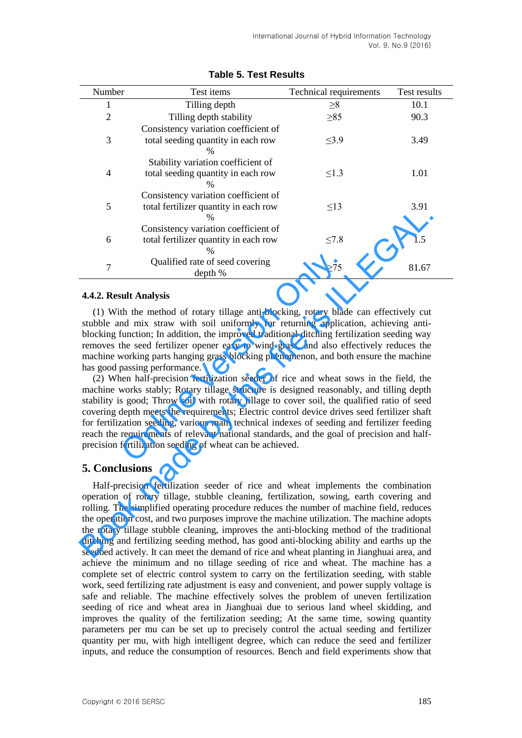**Table 5. Test Results**

| Number | Test items | Technical requirements | Test results |
|---|---|---|---|
| 1 | Tilling depth | ≥8 | 10.1 |
| 2 | Tilling depth stability | ≥85 | 90.3 |
| 3 | Consistency variation coefficient of total seeding quantity in each row % | ≤3.9 | 3.49 |
| 4 | Stability variation coefficient of total seeding quantity in each row % | ≤1.3 | 1.01 |
| 5 | Consistency variation coefficient of total fertilizer quantity in each row % | ≤13 | 3.91 |
| 6 | Consistency variation coefficient of total fertilizer quantity in each row % | ≤7.8 | 1.5 |
| 7 | Qualified rate of seed covering depth % | ≥75 | 81.67 |

#### 4.4.2. Result Analysis

(1) With the method of rotary tillage anti-blocking, rotary blade can effectively cut stubble and mix straw with soil uniformly for returning application, achieving anti-blocking function; In addition, the improved traditional ditching fertilization seeding way removes the seed fertilizer opener easy to wind grass, and also effectively reduces the machine working parts hanging grass blocking phenomenon, and both ensure the machine has good passing performance.

(2) When half-precision fertilization seeder of rice and wheat sows in the field, the machine works stably; Rotary tillage structure is designed reasonably, and tilling depth stability is good; Throw soil with rotary tillage to cover soil, the qualified ratio of seed covering depth meets the requirements; Electric control device drives seed fertilizer shaft for fertilization seeding, various main technical indexes of seeding and fertilizer feeding reach the requirements of relevant national standards, and the goal of precision and half-precision fertilization seeding of wheat can be achieved.

## 5. Conclusions

Half-precision fertilization seeder of rice and wheat implements the combination operation of rotary tillage, stubble cleaning, fertilization, sowing, earth covering and rolling. The simplified operating procedure reduces the number of machine field, reduces the operation cost, and two purposes improve the machine utilization. The machine adopts the rotary tillage stubble cleaning, improves the anti-blocking method of the traditional ditching and fertilizing seeding method, has good anti-blocking ability and earths up the seedbed actively. It can meet the demand of rice and wheat planting in Jianghuai area, and achieve the minimum and no tillage seeding of rice and wheat. The machine has a complete set of electric control system to carry on the fertilization seeding, with stable work, seed fertilizing rate adjustment is easy and convenient, and power supply voltage is safe and reliable. The machine effectively solves the problem of uneven fertilization seeding of rice and wheat area in Jianghuai due to serious land wheel skidding, and improves the quality of the fertilization seeding; At the same time, sowing quantity parameters per mu can be set up to precisely control the actual seeding and fertilizer quantity per mu, with high intelligent degree, which can reduce the seed and fertilizer inputs, and reduce the consumption of resources. Bench and field experiments show that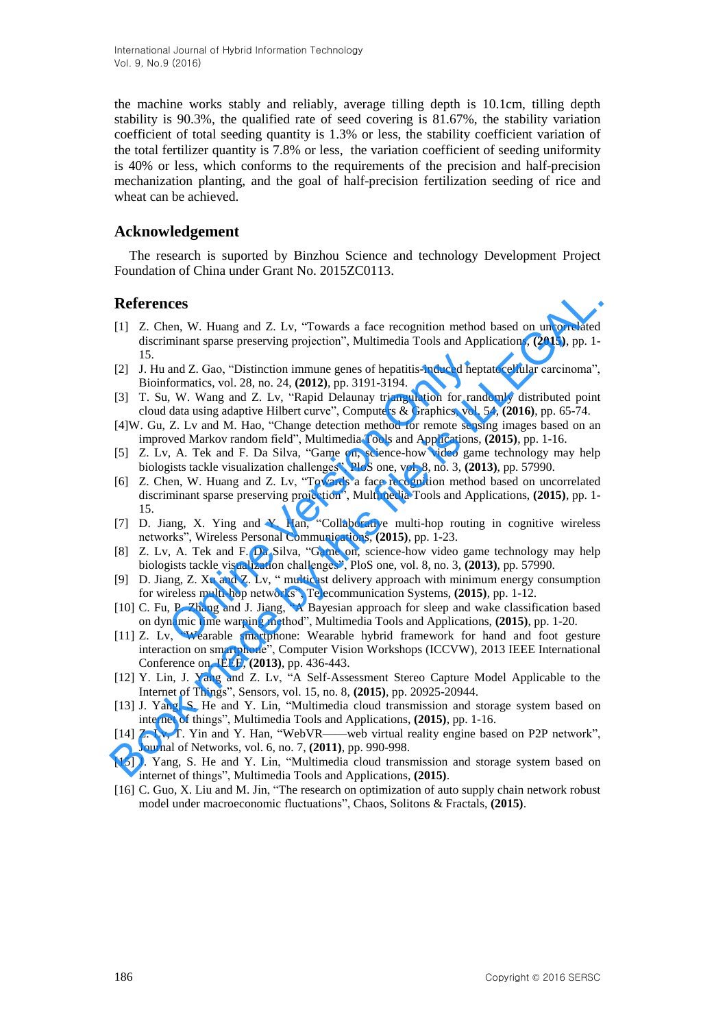the machine works stably and reliably, average tilling depth is 10.1cm, tilling depth stability is 90.3%, the qualified rate of seed covering is 81.67%, the stability variation coefficient of total seeding quantity is 1.3% or less, the stability coefficient variation of the total fertilizer quantity is 7.8% or less, the variation coefficient of seeding uniformity is 40% or less, which conforms to the requirements of the precision and half-precision mechanization planting, and the goal of half-precision fertilization seeding of rice and wheat can be achieved.

## Acknowledgement

The research is suported by Binzhou Science and technology Development Project Foundation of China under Grant No. 2015ZC0113.

## References

[1] Z. Chen, W. Huang and Z. Lv, "Towards a face recognition method based on uncorrelated discriminant sparse preserving projection", Multimedia Tools and Applications, **(2015)**, pp. 1-15.

[2] J. Hu and Z. Gao, "Distinction immune genes of hepatitis-induced heptatocellular carcinoma", Bioinformatics, vol. 28, no. 24, **(2012)**, pp. 3191-3194.

[3] T. Su, W. Wang and Z. Lv, "Rapid Delaunay triangulation for randomly distributed point cloud data using adaptive Hilbert curve", Computers & Graphics, vol. 54, **(2016)**, pp. 65-74.

[4]W. Gu, Z. Lv and M. Hao, "Change detection method for remote sensing images based on an improved Markov random field", Multimedia Tools and Applications, **(2015)**, pp. 1-16.

[5] Z. Lv, A. Tek and F. Da Silva, "Game on, science-how video game technology may help biologists tackle visualization challenges", PloS one, vol. 8, no. 3, **(2013)**, pp. 57990.

[6] Z. Chen, W. Huang and Z. Lv, "Towards a face recognition method based on uncorrelated discriminant sparse preserving projection", Multimedia Tools and Applications, **(2015)**, pp. 1-15.

[7] D. Jiang, X. Ying and Y. Han, "Collaborative multi-hop routing in cognitive wireless networks", Wireless Personal Communications, **(2015)**, pp. 1-23.

[8] Z. Lv, A. Tek and F. Da Silva, "Game on, science-how video game technology may help biologists tackle visualization challenges", PloS one, vol. 8, no. 3, **(2013)**, pp. 57990.

[9] D. Jiang, Z. Xu and Z. Lv, " multicast delivery approach with minimum energy consumption for wireless multi-hop networks", Telecommunication Systems, **(2015)**, pp. 1-12.

[10] C. Fu, P. Zhang and J. Jiang, "A Bayesian approach for sleep and wake classification based on dynamic time warping method", Multimedia Tools and Applications, **(2015)**, pp. 1-20.

[11] Z. Lv, "Wearable smartphone: Wearable hybrid framework for hand and foot gesture interaction on smartphone", Computer Vision Workshops (ICCVW), 2013 IEEE International Conference on. IEEE, **(2013)**, pp. 436-443.

[12] Y. Lin, J. Yang and Z. Lv, "A Self-Assessment Stereo Capture Model Applicable to the Internet of Things", Sensors, vol. 15, no. 8, **(2015)**, pp. 20925-20944.

[13] J. Yang, S. He and Y. Lin, "Multimedia cloud transmission and storage system based on internet of things", Multimedia Tools and Applications, **(2015)**, pp. 1-16.

[14] Z. Lv, T. Yin and Y. Han, "WebVR——web virtual reality engine based on P2P network", Journal of Networks, vol. 6, no. 7, **(2011)**, pp. 990-998.

[15] J. Yang, S. He and Y. Lin, "Multimedia cloud transmission and storage system based on internet of things", Multimedia Tools and Applications, **(2015)**.

[16] C. Guo, X. Liu and M. Jin, "The research on optimization of auto supply chain network robust model under macroeconomic fluctuations", Chaos, Solitons & Fractals, **(2015)**.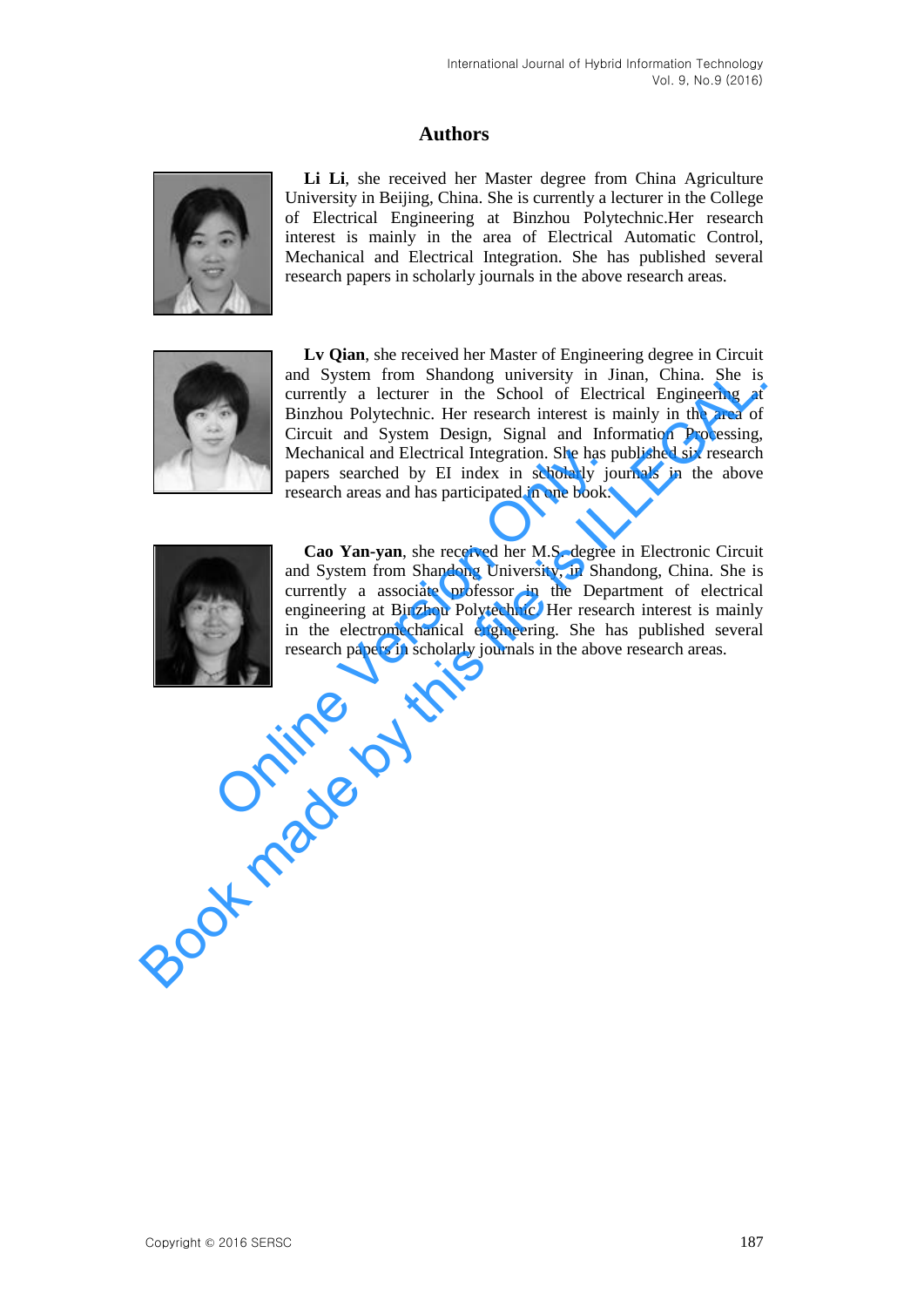## Authors

**Li Li**, she received her Master degree from China Agriculture University in Beijing, China. She is currently a lecturer in the College of Electrical Engineering at Binzhou Polytechnic.Her research interest is mainly in the area of Electrical Automatic Control, Mechanical and Electrical Integration. She has published several research papers in scholarly journals in the above research areas.

**Lv Qian**, she received her Master of Engineering degree in Circuit and System from Shandong university in Jinan, China. She is currently a lecturer in the School of Electrical Engineering at Binzhou Polytechnic. Her research interest is mainly in the area of Circuit and System Design, Signal and Information Processing, Mechanical and Electrical Integration. She has published six research papers searched by EI index in scholarly journals in the above research areas and has participated in one book.

**Cao Yan-yan**, she received her M.S. degree in Electronic Circuit and System from Shandong University, in Shandong, China. She is currently a associate professor in the Department of electrical engineering at Binzhou Polytechnic. Her research interest is mainly in the electromechanical engineering. She has published several research papers in scholarly journals in the above research areas.